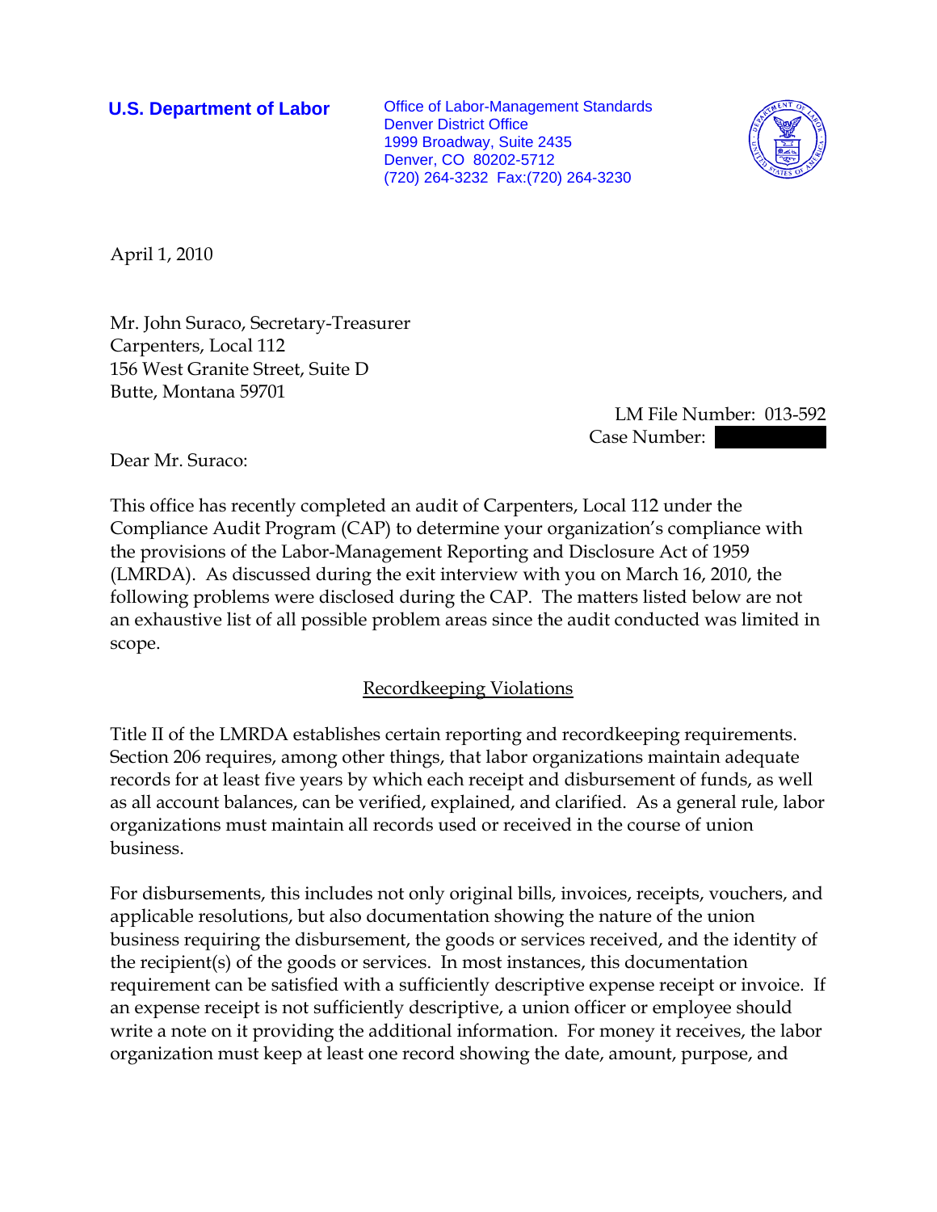**U.S. Department of Labor**

Office of Labor-Management Standards
Denver District Office
1999 Broadway, Suite 2435
Denver, CO 80202-5712
(720) 264-3232 Fax:(720) 264-3230

April 1, 2010

Mr. John Suraco, Secretary-Treasurer
Carpenters, Local 112
156 West Granite Street, Suite D
Butte, Montana 59701

LM File Number: 013-592
Case Number: 

Dear Mr. Suraco:

This office has recently completed an audit of Carpenters, Local 112 under the Compliance Audit Program (CAP) to determine your organization's compliance with the provisions of the Labor-Management Reporting and Disclosure Act of 1959 (LMRDA). As discussed during the exit interview with you on March 16, 2010, the following problems were disclosed during the CAP. The matters listed below are not an exhaustive list of all possible problem areas since the audit conducted was limited in scope.

## Recordkeeping Violations

Title II of the LMRDA establishes certain reporting and recordkeeping requirements. Section 206 requires, among other things, that labor organizations maintain adequate records for at least five years by which each receipt and disbursement of funds, as well as all account balances, can be verified, explained, and clarified. As a general rule, labor organizations must maintain all records used or received in the course of union business.

For disbursements, this includes not only original bills, invoices, receipts, vouchers, and applicable resolutions, but also documentation showing the nature of the union business requiring the disbursement, the goods or services received, and the identity of the recipient(s) of the goods or services. In most instances, this documentation requirement can be satisfied with a sufficiently descriptive expense receipt or invoice. If an expense receipt is not sufficiently descriptive, a union officer or employee should write a note on it providing the additional information. For money it receives, the labor organization must keep at least one record showing the date, amount, purpose, and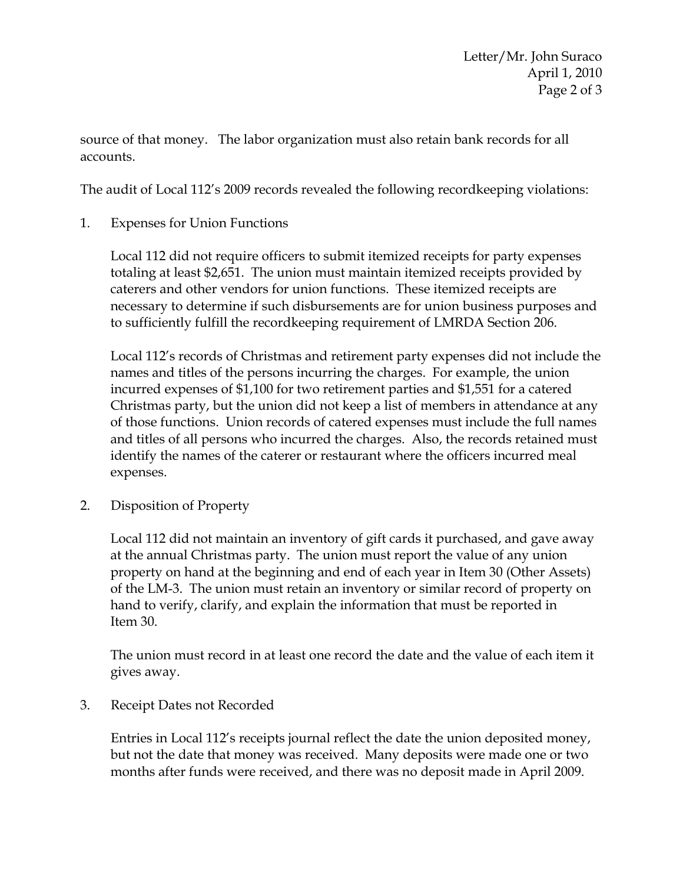source of that money. The labor organization must also retain bank records for all accounts.

The audit of Local 112's 2009 records revealed the following recordkeeping violations:

1. Expenses for Union Functions

   Local 112 did not require officers to submit itemized receipts for party expenses totaling at least $2,651. The union must maintain itemized receipts provided by caterers and other vendors for union functions. These itemized receipts are necessary to determine if such disbursements are for union business purposes and to sufficiently fulfill the recordkeeping requirement of LMRDA Section 206.

   Local 112's records of Christmas and retirement party expenses did not include the names and titles of the persons incurring the charges. For example, the union incurred expenses of $1,100 for two retirement parties and $1,551 for a catered Christmas party, but the union did not keep a list of members in attendance at any of those functions. Union records of catered expenses must include the full names and titles of all persons who incurred the charges. Also, the records retained must identify the names of the caterer or restaurant where the officers incurred meal expenses.

2. Disposition of Property

   Local 112 did not maintain an inventory of gift cards it purchased, and gave away at the annual Christmas party. The union must report the value of any union property on hand at the beginning and end of each year in Item 30 (Other Assets) of the LM-3. The union must retain an inventory or similar record of property on hand to verify, clarify, and explain the information that must be reported in Item 30.

   The union must record in at least one record the date and the value of each item it gives away.

3. Receipt Dates not Recorded

   Entries in Local 112's receipts journal reflect the date the union deposited money, but not the date that money was received. Many deposits were made one or two months after funds were received, and there was no deposit made in April 2009.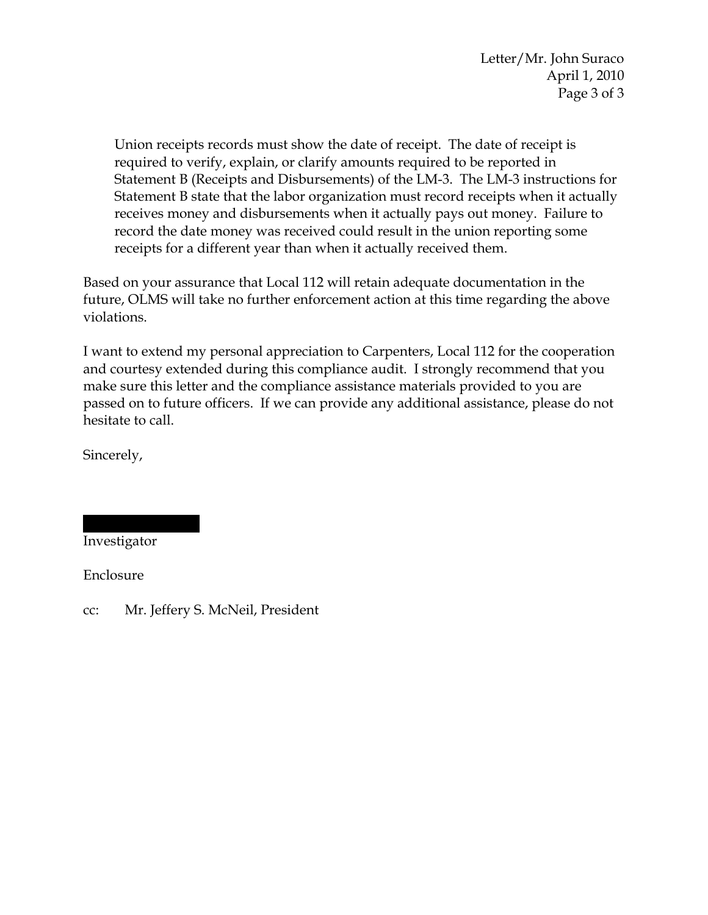Union receipts records must show the date of receipt. The date of receipt is required to verify, explain, or clarify amounts required to be reported in Statement B (Receipts and Disbursements) of the LM-3. The LM-3 instructions for Statement B state that the labor organization must record receipts when it actually receives money and disbursements when it actually pays out money. Failure to record the date money was received could result in the union reporting some receipts for a different year than when it actually received them.

Based on your assurance that Local 112 will retain adequate documentation in the future, OLMS will take no further enforcement action at this time regarding the above violations.

I want to extend my personal appreciation to Carpenters, Local 112 for the cooperation and courtesy extended during this compliance audit. I strongly recommend that you make sure this letter and the compliance assistance materials provided to you are passed on to future officers. If we can provide any additional assistance, please do not hesitate to call.

Sincerely,

Investigator

Enclosure

cc: Mr. Jeffery S. McNeil, President